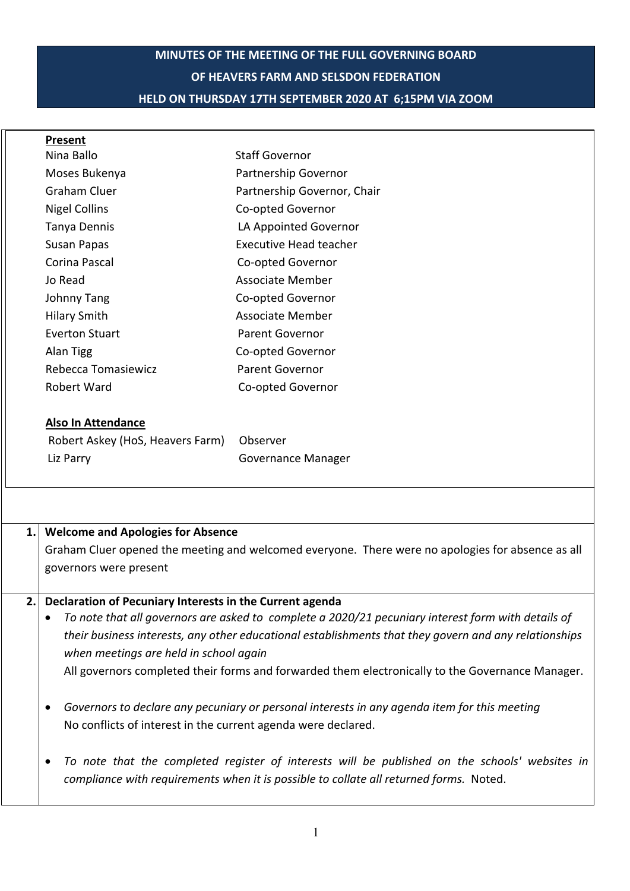# MINUTES OF THE MEETING OF THE FULL GOVERNING BOARD OF HEAVERS FARM AND SELSDON FEDERATION HELD ON THURSDAY 17TH SEPTEMBER 2020 AT 6;15PM VIA ZOOM

**Present**

| | |
|---|---|
| Nina Ballo | Staff Governor |
| Moses Bukenya | Partnership Governor |
| Graham Cluer | Partnership Governor, Chair |
| Nigel Collins | Co-opted Governor |
| Tanya Dennis | LA Appointed Governor |
| Susan Papas | Executive Head teacher |
| Corina Pascal | Co-opted Governor |
| Jo Read | Associate Member |
| Johnny Tang | Co-opted Governor |
| Hilary Smith | Associate Member |
| Everton Stuart | Parent Governor |
| Alan Tigg | Co-opted Governor |
| Rebecca Tomasiewicz | Parent Governor |
| Robert Ward | Co-opted Governor |

**Also In Attendance**

| | |
|---|---|
| Robert Askey (HoS, Heavers Farm) | Observer |
| Liz Parry | Governance Manager |

**1. Welcome and Apologies for Absence**

Graham Cluer opened the meeting and welcomed everyone. There were no apologies for absence as all governors were present

**2. Declaration of Pecuniary Interests in the Current agenda**

- *To note that all governors are asked to complete a 2020/21 pecuniary interest form with details of their business interests, any other educational establishments that they govern and any relationships when meetings are held in school again*
  All governors completed their forms and forwarded them electronically to the Governance Manager.

- *Governors to declare any pecuniary or personal interests in any agenda item for this meeting*
  No conflicts of interest in the current agenda were declared.

- *To note that the completed register of interests will be published on the schools' websites in compliance with requirements when it is possible to collate all returned forms.* Noted.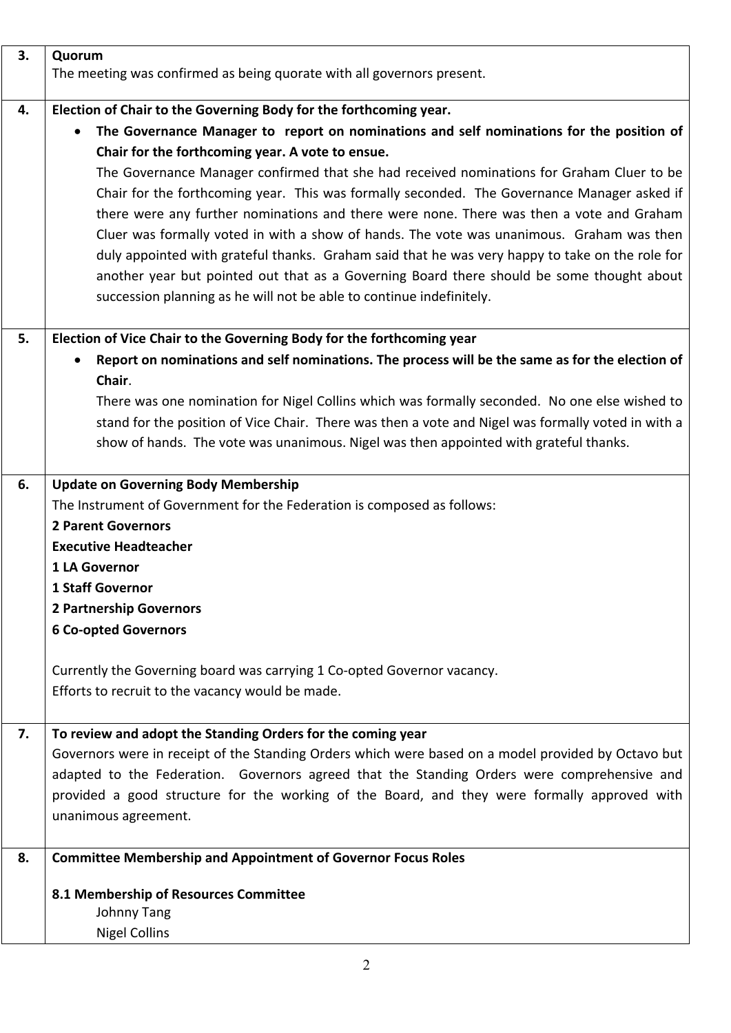| | |
|---|---|
| **3.** | **Quorum**<br>The meeting was confirmed as being quorate with all governors present. |
| **4.** | **Election of Chair to the Governing Body for the forthcoming year.**<br>• **The Governance Manager to report on nominations and self nominations for the position of Chair for the forthcoming year. A vote to ensue.**<br>The Governance Manager confirmed that she had received nominations for Graham Cluer to be Chair for the forthcoming year. This was formally seconded. The Governance Manager asked if there were any further nominations and there were none. There was then a vote and Graham Cluer was formally voted in with a show of hands. The vote was unanimous. Graham was then duly appointed with grateful thanks. Graham said that he was very happy to take on the role for another year but pointed out that as a Governing Board there should be some thought about succession planning as he will not be able to continue indefinitely. |
| **5.** | **Election of Vice Chair to the Governing Body for the forthcoming year**<br>• **Report on nominations and self nominations. The process will be the same as for the election of Chair**.<br>There was one nomination for Nigel Collins which was formally seconded. No one else wished to stand for the position of Vice Chair. There was then a vote and Nigel was formally voted in with a show of hands. The vote was unanimous. Nigel was then appointed with grateful thanks. |
| **6.** | **Update on Governing Body Membership**<br>The Instrument of Government for the Federation is composed as follows:<br>**2 Parent Governors**<br>**Executive Headteacher**<br>**1 LA Governor**<br>**1 Staff Governor**<br>**2 Partnership Governors**<br>**6 Co-opted Governors**<br><br>Currently the Governing board was carrying 1 Co-opted Governor vacancy.<br>Efforts to recruit to the vacancy would be made. |
| **7.** | **To review and adopt the Standing Orders for the coming year**<br>Governors were in receipt of the Standing Orders which were based on a model provided by Octavo but adapted to the Federation. Governors agreed that the Standing Orders were comprehensive and provided a good structure for the working of the Board, and they were formally approved with unanimous agreement. |
| **8.** | **Committee Membership and Appointment of Governor Focus Roles**<br><br>**8.1 Membership of Resources Committee**<br>Johnny Tang<br>Nigel Collins |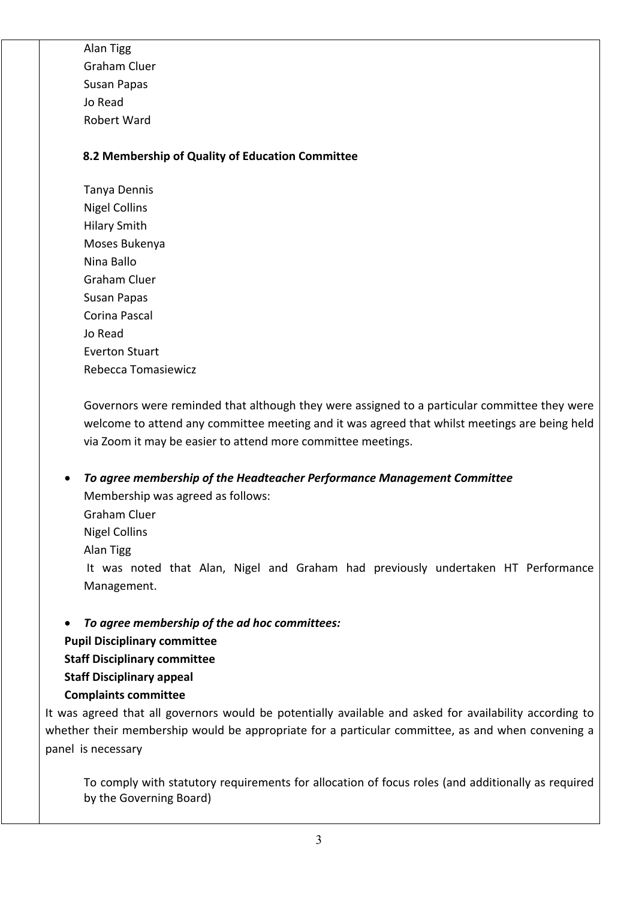Alan Tigg
Graham Cluer
Susan Papas
Jo Read
Robert Ward

**8.2 Membership of Quality of Education Committee**

Tanya Dennis
Nigel Collins
Hilary Smith
Moses Bukenya
Nina Ballo
Graham Cluer
Susan Papas
Corina Pascal
Jo Read
Everton Stuart
Rebecca Tomasiewicz

Governors were reminded that although they were assigned to a particular committee they were welcome to attend any committee meeting and it was agreed that whilst meetings are being held via Zoom it may be easier to attend more committee meetings.

- ***To agree membership of the Headteacher Performance Management Committee***

Membership was agreed as follows:
Graham Cluer
Nigel Collins
Alan Tigg

It was noted that Alan, Nigel and Graham had previously undertaken HT Performance Management.

- ***To agree membership of the ad hoc committees:***

**Pupil Disciplinary committee**
**Staff Disciplinary committee**
**Staff Disciplinary appeal**
**Complaints committee**

It was agreed that all governors would be potentially available and asked for availability according to whether their membership would be appropriate for a particular committee, as and when convening a panel is necessary

To comply with statutory requirements for allocation of focus roles (and additionally as required by the Governing Board)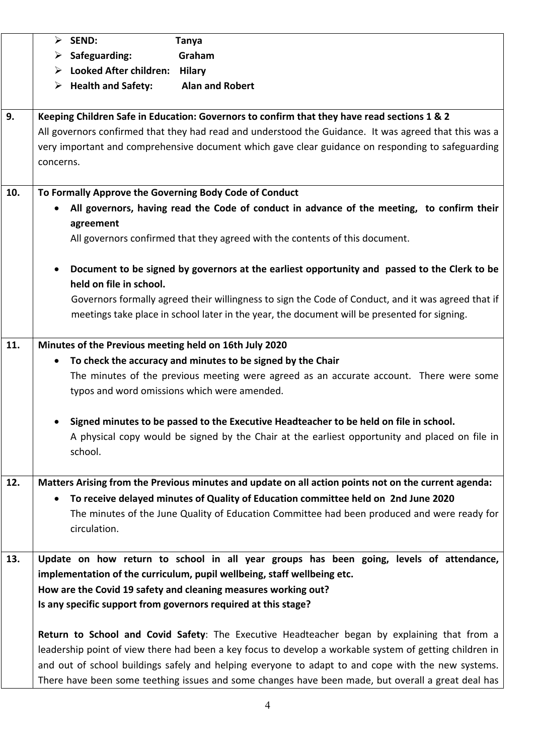| | |
|---|---|
| | ➢ **SEND:** **Tanya**<br>➢ **Safeguarding:** **Graham**<br>➢ **Looked After children:** **Hilary**<br>➢ **Health and Safety:** **Alan and Robert** |
| **9.** | **Keeping Children Safe in Education: Governors to confirm that they have read sections 1 & 2**<br>All governors confirmed that they had read and understood the Guidance. It was agreed that this was a very important and comprehensive document which gave clear guidance on responding to safeguarding concerns. |
| **10.** | **To Formally Approve the Governing Body Code of Conduct**<br>• **All governors, having read the Code of conduct in advance of the meeting, to confirm their agreement**<br>All governors confirmed that they agreed with the contents of this document.<br>• **Document to be signed by governors at the earliest opportunity and passed to the Clerk to be held on file in school.**<br>Governors formally agreed their willingness to sign the Code of Conduct, and it was agreed that if meetings take place in school later in the year, the document will be presented for signing. |
| **11.** | **Minutes of the Previous meeting held on 16th July 2020**<br>• **To check the accuracy and minutes to be signed by the Chair**<br>The minutes of the previous meeting were agreed as an accurate account. There were some typos and word omissions which were amended.<br>• **Signed minutes to be passed to the Executive Headteacher to be held on file in school.**<br>A physical copy would be signed by the Chair at the earliest opportunity and placed on file in school. |
| **12.** | **Matters Arising from the Previous minutes and update on all action points not on the current agenda:**<br>• **To receive delayed minutes of Quality of Education committee held on 2nd June 2020**<br>The minutes of the June Quality of Education Committee had been produced and were ready for circulation. |
| **13.** | **Update on how return to school in all year groups has been going, levels of attendance, implementation of the curriculum, pupil wellbeing, staff wellbeing etc.**<br>**How are the Covid 19 safety and cleaning measures working out?**<br>**Is any specific support from governors required at this stage?**<br><br>**Return to School and Covid Safety**: The Executive Headteacher began by explaining that from a leadership point of view there had been a key focus to develop a workable system of getting children in and out of school buildings safely and helping everyone to adapt to and cope with the new systems. There have been some teething issues and some changes have been made, but overall a great deal has |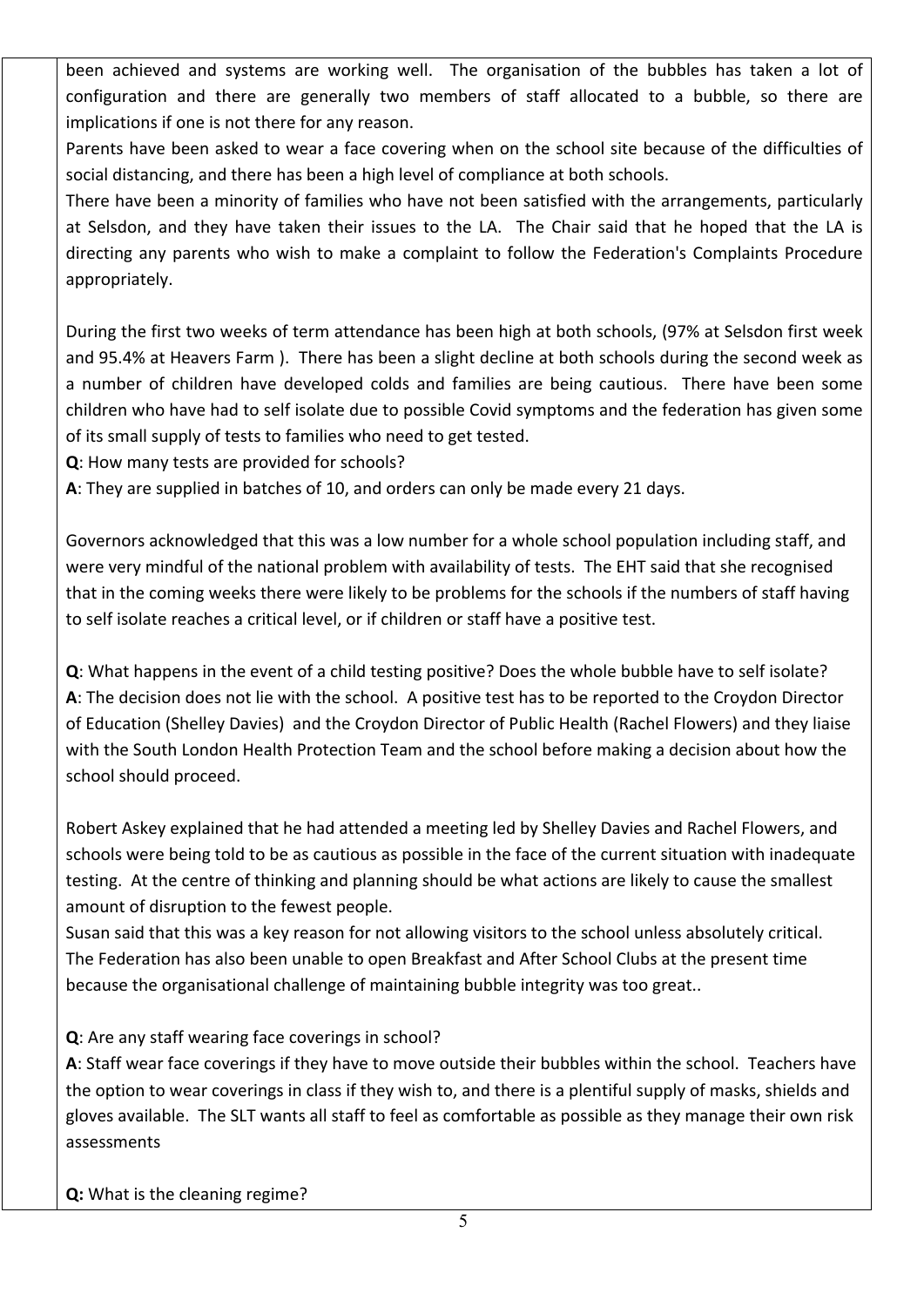been achieved and systems are working well. The organisation of the bubbles has taken a lot of configuration and there are generally two members of staff allocated to a bubble, so there are implications if one is not there for any reason.

Parents have been asked to wear a face covering when on the school site because of the difficulties of social distancing, and there has been a high level of compliance at both schools.

There have been a minority of families who have not been satisfied with the arrangements, particularly at Selsdon, and they have taken their issues to the LA. The Chair said that he hoped that the LA is directing any parents who wish to make a complaint to follow the Federation's Complaints Procedure appropriately.

During the first two weeks of term attendance has been high at both schools, (97% at Selsdon first week and 95.4% at Heavers Farm ). There has been a slight decline at both schools during the second week as a number of children have developed colds and families are being cautious. There have been some children who have had to self isolate due to possible Covid symptoms and the federation has given some of its small supply of tests to families who need to get tested.

**Q**: How many tests are provided for schools?

**A**: They are supplied in batches of 10, and orders can only be made every 21 days.

Governors acknowledged that this was a low number for a whole school population including staff, and were very mindful of the national problem with availability of tests. The EHT said that she recognised that in the coming weeks there were likely to be problems for the schools if the numbers of staff having to self isolate reaches a critical level, or if children or staff have a positive test.

**Q**: What happens in the event of a child testing positive? Does the whole bubble have to self isolate?

**A**: The decision does not lie with the school. A positive test has to be reported to the Croydon Director of Education (Shelley Davies) and the Croydon Director of Public Health (Rachel Flowers) and they liaise with the South London Health Protection Team and the school before making a decision about how the school should proceed.

Robert Askey explained that he had attended a meeting led by Shelley Davies and Rachel Flowers, and schools were being told to be as cautious as possible in the face of the current situation with inadequate testing. At the centre of thinking and planning should be what actions are likely to cause the smallest amount of disruption to the fewest people.

Susan said that this was a key reason for not allowing visitors to the school unless absolutely critical. The Federation has also been unable to open Breakfast and After School Clubs at the present time because the organisational challenge of maintaining bubble integrity was too great..

**Q**: Are any staff wearing face coverings in school?

**A**: Staff wear face coverings if they have to move outside their bubbles within the school. Teachers have the option to wear coverings in class if they wish to, and there is a plentiful supply of masks, shields and gloves available. The SLT wants all staff to feel as comfortable as possible as they manage their own risk assessments

**Q:** What is the cleaning regime?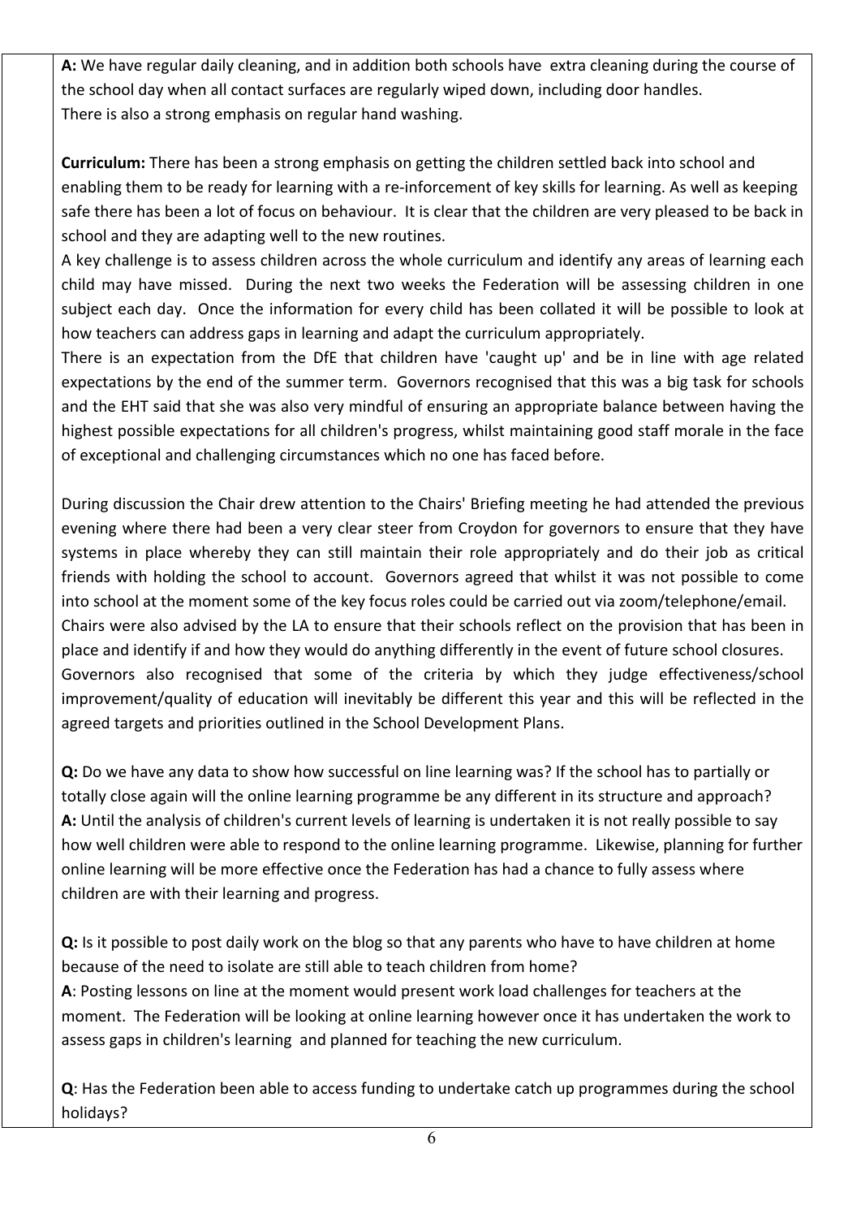**A:** We have regular daily cleaning, and in addition both schools have extra cleaning during the course of the school day when all contact surfaces are regularly wiped down, including door handles.
There is also a strong emphasis on regular hand washing.

**Curriculum:** There has been a strong emphasis on getting the children settled back into school and enabling them to be ready for learning with a re-inforcement of key skills for learning. As well as keeping safe there has been a lot of focus on behaviour. It is clear that the children are very pleased to be back in school and they are adapting well to the new routines.
A key challenge is to assess children across the whole curriculum and identify any areas of learning each child may have missed. During the next two weeks the Federation will be assessing children in one subject each day. Once the information for every child has been collated it will be possible to look at how teachers can address gaps in learning and adapt the curriculum appropriately.
There is an expectation from the DfE that children have 'caught up' and be in line with age related expectations by the end of the summer term. Governors recognised that this was a big task for schools and the EHT said that she was also very mindful of ensuring an appropriate balance between having the highest possible expectations for all children's progress, whilst maintaining good staff morale in the face of exceptional and challenging circumstances which no one has faced before.

During discussion the Chair drew attention to the Chairs' Briefing meeting he had attended the previous evening where there had been a very clear steer from Croydon for governors to ensure that they have systems in place whereby they can still maintain their role appropriately and do their job as critical friends with holding the school to account. Governors agreed that whilst it was not possible to come into school at the moment some of the key focus roles could be carried out via zoom/telephone/email.
Chairs were also advised by the LA to ensure that their schools reflect on the provision that has been in place and identify if and how they would do anything differently in the event of future school closures.
Governors also recognised that some of the criteria by which they judge effectiveness/school improvement/quality of education will inevitably be different this year and this will be reflected in the agreed targets and priorities outlined in the School Development Plans.

**Q:** Do we have any data to show how successful on line learning was? If the school has to partially or totally close again will the online learning programme be any different in its structure and approach?
**A:** Until the analysis of children's current levels of learning is undertaken it is not really possible to say how well children were able to respond to the online learning programme. Likewise, planning for further online learning will be more effective once the Federation has had a chance to fully assess where children are with their learning and progress.

**Q:** Is it possible to post daily work on the blog so that any parents who have to have children at home because of the need to isolate are still able to teach children from home?
**A**: Posting lessons on line at the moment would present work load challenges for teachers at the moment. The Federation will be looking at online learning however once it has undertaken the work to assess gaps in children's learning and planned for teaching the new curriculum.

**Q**: Has the Federation been able to access funding to undertake catch up programmes during the school holidays?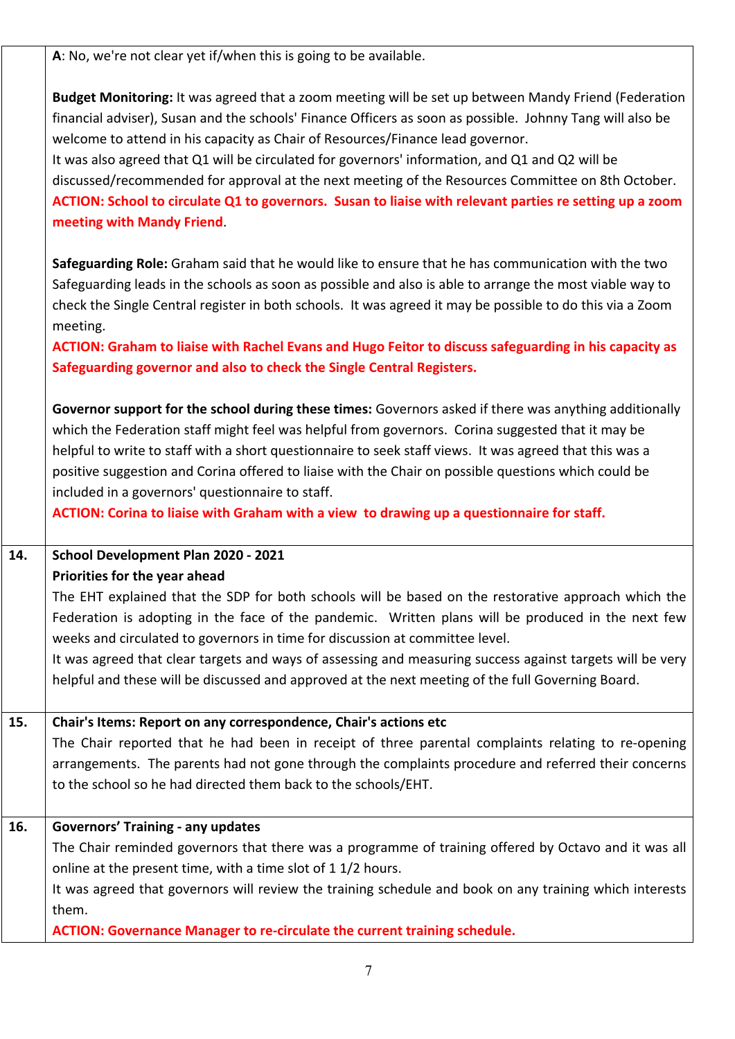| | |
|---|---|
| | **A**: No, we're not clear yet if/when this is going to be available.<br><br>**Budget Monitoring:** It was agreed that a zoom meeting will be set up between Mandy Friend (Federation financial adviser), Susan and the schools' Finance Officers as soon as possible. Johnny Tang will also be welcome to attend in his capacity as Chair of Resources/Finance lead governor.<br>It was also agreed that Q1 will be circulated for governors' information, and Q1 and Q2 will be discussed/recommended for approval at the next meeting of the Resources Committee on 8th October.<br>**ACTION: School to circulate Q1 to governors. Susan to liaise with relevant parties re setting up a zoom meeting with Mandy Friend**.<br><br>**Safeguarding Role:** Graham said that he would like to ensure that he has communication with the two Safeguarding leads in the schools as soon as possible and also is able to arrange the most viable way to check the Single Central register in both schools. It was agreed it may be possible to do this via a Zoom meeting.<br>**ACTION: Graham to liaise with Rachel Evans and Hugo Feitor to discuss safeguarding in his capacity as Safeguarding governor and also to check the Single Central Registers.**<br><br>**Governor support for the school during these times:** Governors asked if there was anything additionally which the Federation staff might feel was helpful from governors. Corina suggested that it may be helpful to write to staff with a short questionnaire to seek staff views. It was agreed that this was a positive suggestion and Corina offered to liaise with the Chair on possible questions which could be included in a governors' questionnaire to staff.<br>**ACTION: Corina to liaise with Graham with a view to drawing up a questionnaire for staff.** |
| **14.** | **School Development Plan 2020 - 2021**<br>**Priorities for the year ahead**<br>The EHT explained that the SDP for both schools will be based on the restorative approach which the Federation is adopting in the face of the pandemic. Written plans will be produced in the next few weeks and circulated to governors in time for discussion at committee level.<br>It was agreed that clear targets and ways of assessing and measuring success against targets will be very helpful and these will be discussed and approved at the next meeting of the full Governing Board. |
| **15.** | **Chair's Items: Report on any correspondence, Chair's actions etc**<br>The Chair reported that he had been in receipt of three parental complaints relating to re-opening arrangements. The parents had not gone through the complaints procedure and referred their concerns to the school so he had directed them back to the schools/EHT. |
| **16.** | **Governors' Training - any updates**<br>The Chair reminded governors that there was a programme of training offered by Octavo and it was all online at the present time, with a time slot of 1 1/2 hours.<br>It was agreed that governors will review the training schedule and book on any training which interests them.<br>**ACTION: Governance Manager to re-circulate the current training schedule.** |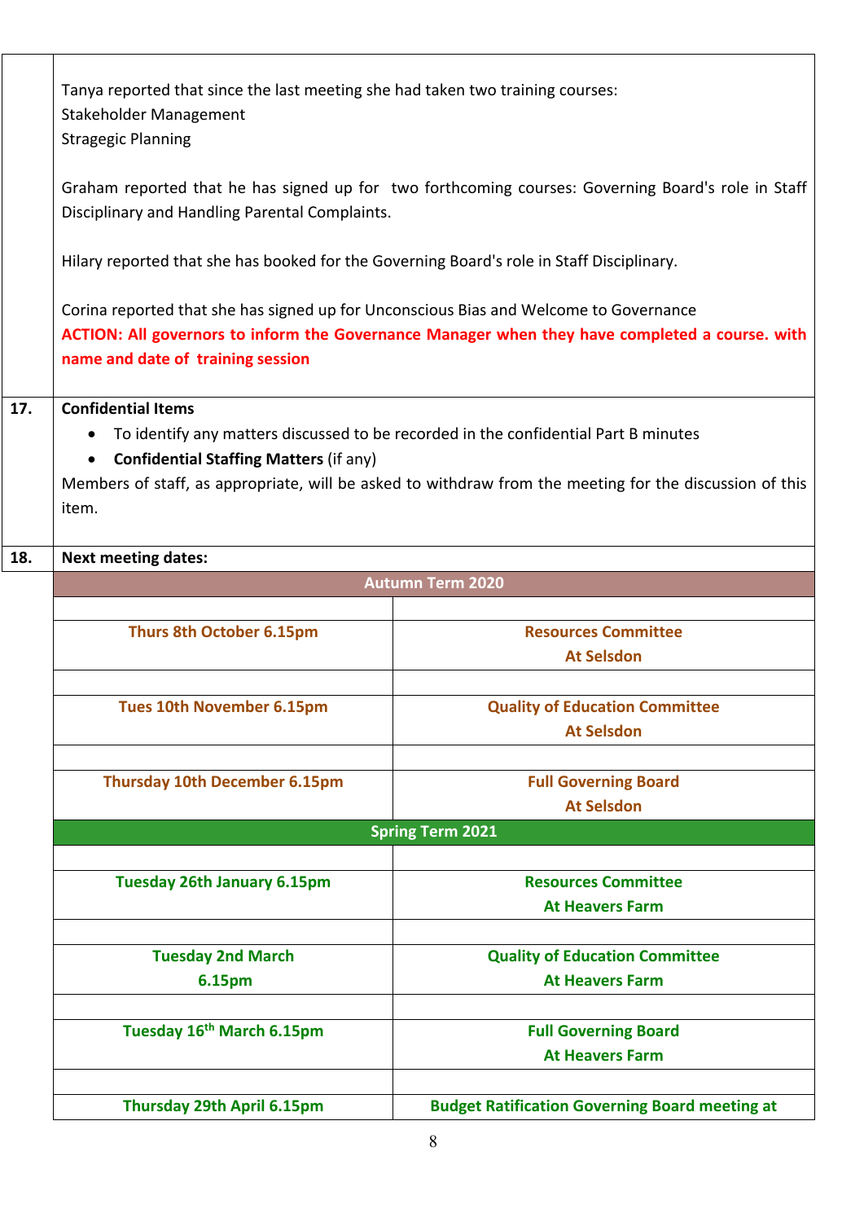Tanya reported that since the last meeting she had taken two training courses:
Stakeholder Management
Stragegic Planning

Graham reported that he has signed up for two forthcoming courses: Governing Board's role in Staff Disciplinary and Handling Parental Complaints.

Hilary reported that she has booked for the Governing Board's role in Staff Disciplinary.

Corina reported that she has signed up for Unconscious Bias and Welcome to Governance

**ACTION: All governors to inform the Governance Manager when they have completed a course. with name and date of training session**

**17. Confidential Items**

- To identify any matters discussed to be recorded in the confidential Part B minutes
- **Confidential Staffing Matters** (if any)

Members of staff, as appropriate, will be asked to withdraw from the meeting for the discussion of this item.

**18. Next meeting dates:**

| Autumn Term 2020 | |
|---|---|
| **Thurs 8th October 6.15pm** | **Resources Committee At Selsdon** |
| **Tues 10th November 6.15pm** | **Quality of Education Committee At Selsdon** |
| **Thursday 10th December 6.15pm** | **Full Governing Board At Selsdon** |
| **Spring Term 2021** | |
| **Tuesday 26th January 6.15pm** | **Resources Committee At Heavers Farm** |
| **Tuesday 2nd March 6.15pm** | **Quality of Education Committee At Heavers Farm** |
| **Tuesday 16th March 6.15pm** | **Full Governing Board At Heavers Farm** |
| **Thursday 29th April 6.15pm** | **Budget Ratification Governing Board meeting at** |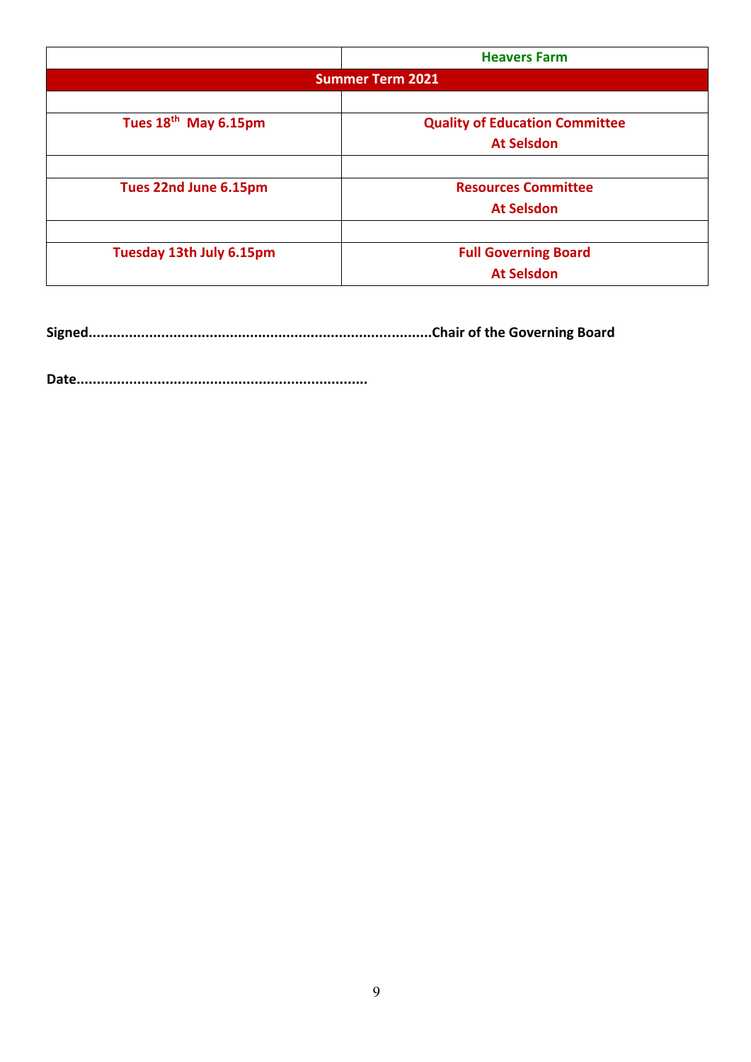| | Heavers Farm |
|---|---|
| **Summer Term 2021** | |
| | |
| Tues 18th May 6.15pm | Quality of Education Committee<br>At Selsdon |
| | |
| Tues 22nd June 6.15pm | Resources Committee<br>At Selsdon |
| | |
| Tuesday 13th July 6.15pm | Full Governing Board<br>At Selsdon |

**Signed.....................................................................................Chair of the Governing Board**

**Date.......................................................................**